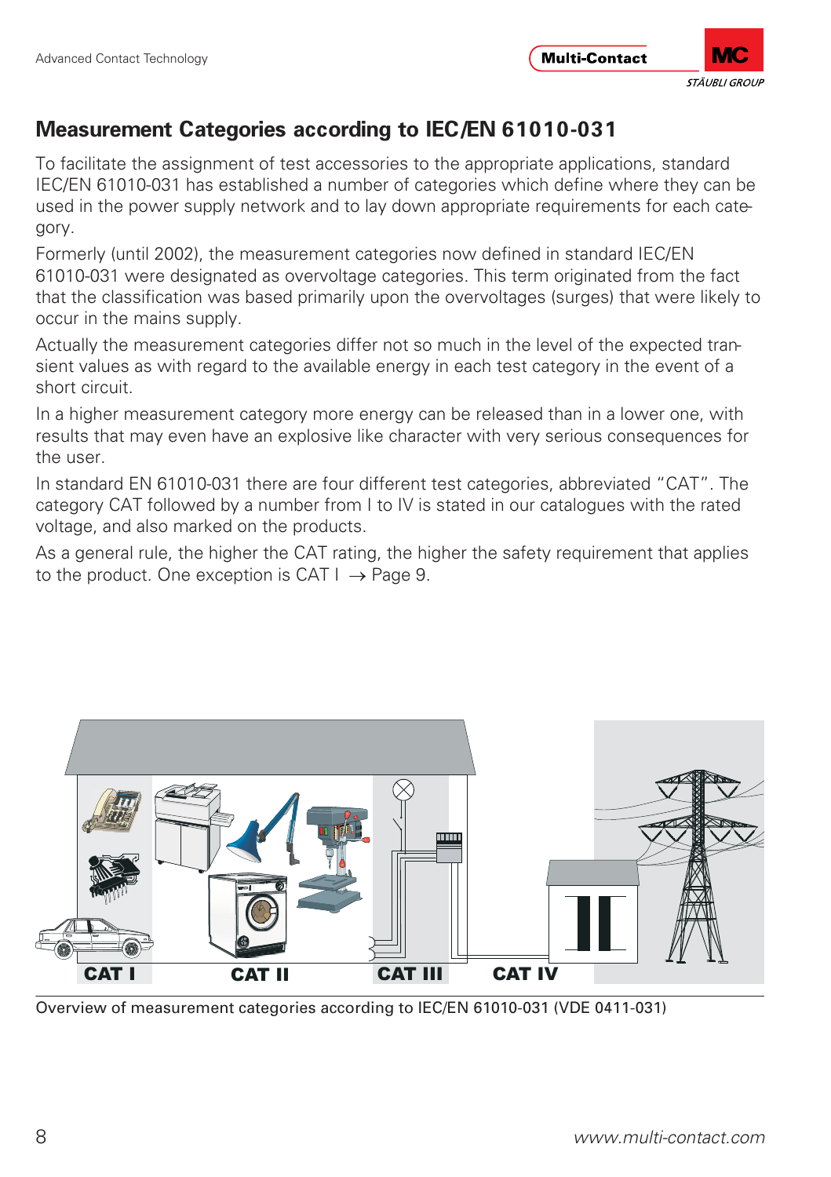## Measurement Categories according to IEC/EN 61010-031

To facilitate the assignment of test accessories to the appropriate applications, standard IEC/EN 61010-031 has established a number of categories which define where they can be used in the power supply network and to lay down appropriate requirements for each category.

Formerly (until 2002), the measurement categories now defined in standard IEC/EN 61010-031 were designated as overvoltage categories. This term originated from the fact that the classification was based primarily upon the overvoltages (surges) that were likely to occur in the mains supply.

Actually the measurement categories differ not so much in the level of the expected transient values as with regard to the available energy in each test category in the event of a short circuit.

In a higher measurement category more energy can be released than in a lower one, with results that may even have an explosive like character with very serious consequences for the user.

In standard EN 61010-031 there are four different test categories, abbreviated "CAT". The category CAT followed by a number from I to IV is stated in our catalogues with the rated voltage, and also marked on the products.

As a general rule, the higher the CAT rating, the higher the safety requirement that applies to the product. One exception is CAT I → Page 9.

CAT I CAT II CAT III CAT IV

Overview of measurement categories according to IEC/EN 61010-031 (VDE 0411-031)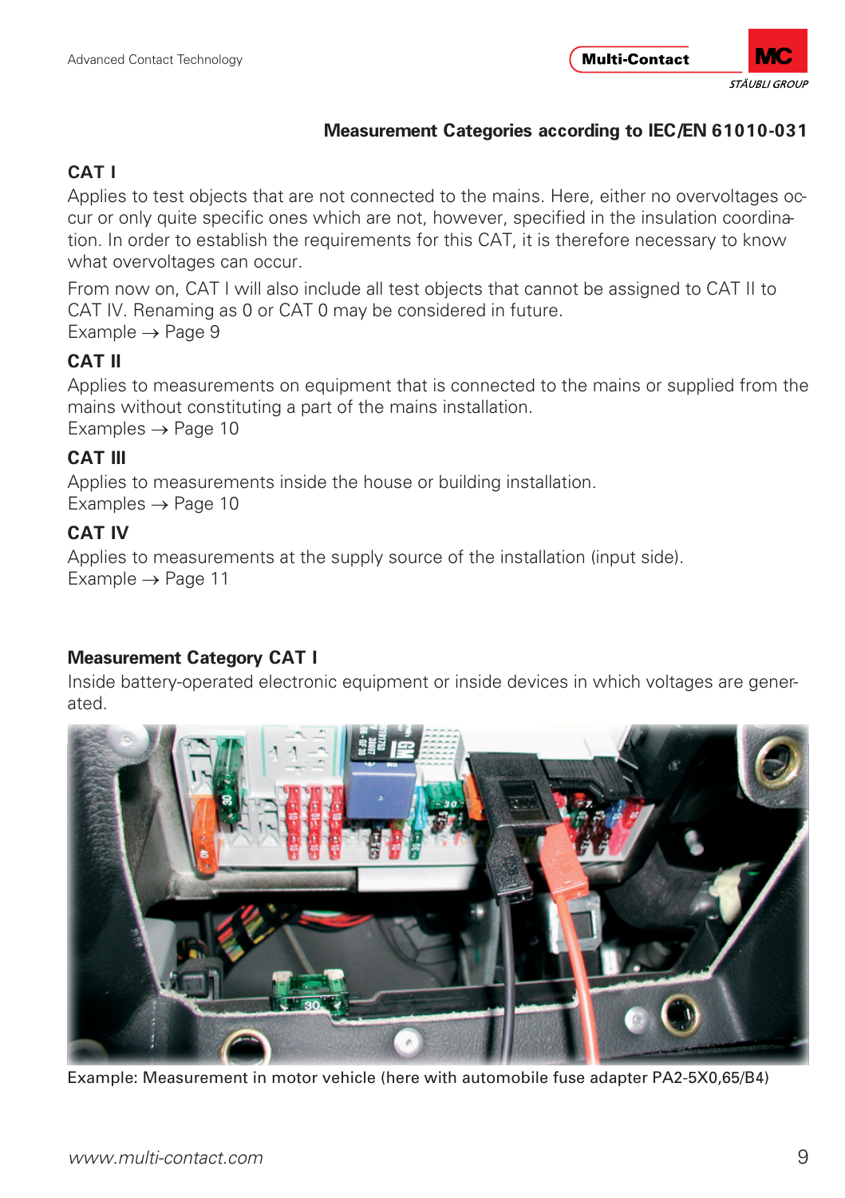## Measurement Categories according to IEC/EN 61010-031

### CAT I

Applies to test objects that are not connected to the mains. Here, either no overvoltages occur or only quite specific ones which are not, however, specified in the insulation coordination. In order to establish the requirements for this CAT, it is therefore necessary to know what overvoltages can occur.

From now on, CAT I will also include all test objects that cannot be assigned to CAT II to CAT IV. Renaming as 0 or CAT 0 may be considered in future.
Example → Page 9

### CAT II

Applies to measurements on equipment that is connected to the mains or supplied from the mains without constituting a part of the mains installation.
Examples → Page 10

### CAT III

Applies to measurements inside the house or building installation.
Examples → Page 10

### CAT IV

Applies to measurements at the supply source of the installation (input side).
Example → Page 11

### Measurement Category CAT I

Inside battery-operated electronic equipment or inside devices in which voltages are generated.

Example: Measurement in motor vehicle (here with automobile fuse adapter PA2-5X0,65/B4)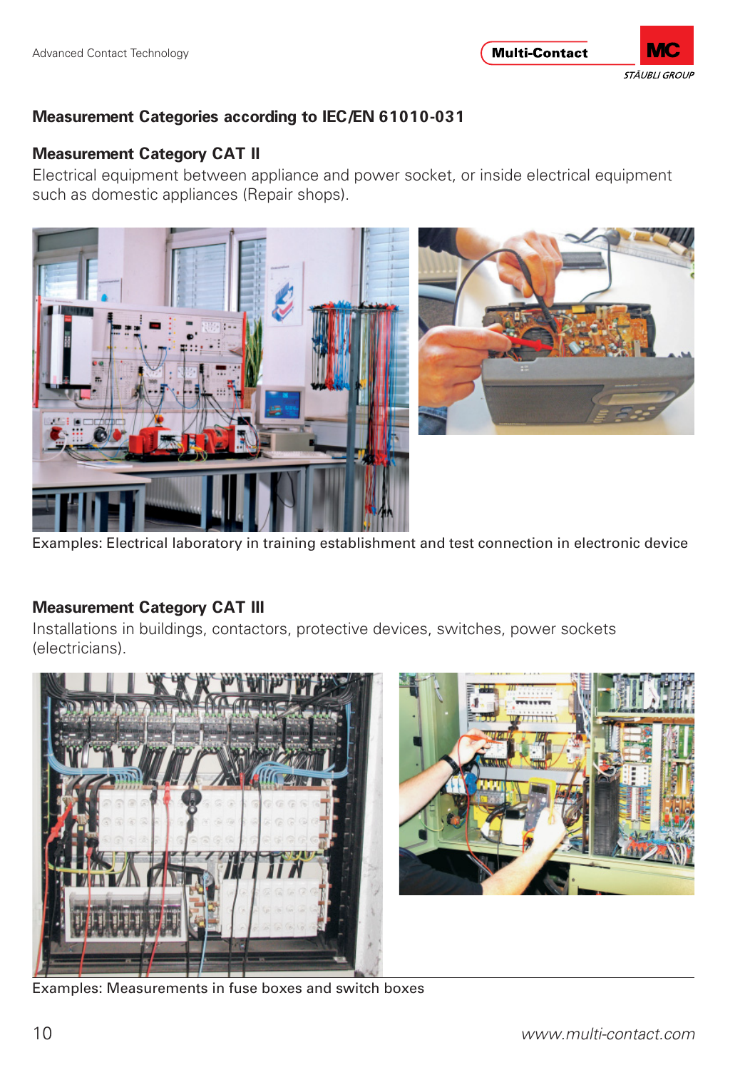## Measurement Categories according to IEC/EN 61010-031

### Measurement Category CAT II

Electrical equipment between appliance and power socket, or inside electrical equipment such as domestic appliances (Repair shops).

Examples: Electrical laboratory in training establishment and test connection in electronic device

### Measurement Category CAT III

Installations in buildings, contactors, protective devices, switches, power sockets (electricians).

Examples: Measurements in fuse boxes and switch boxes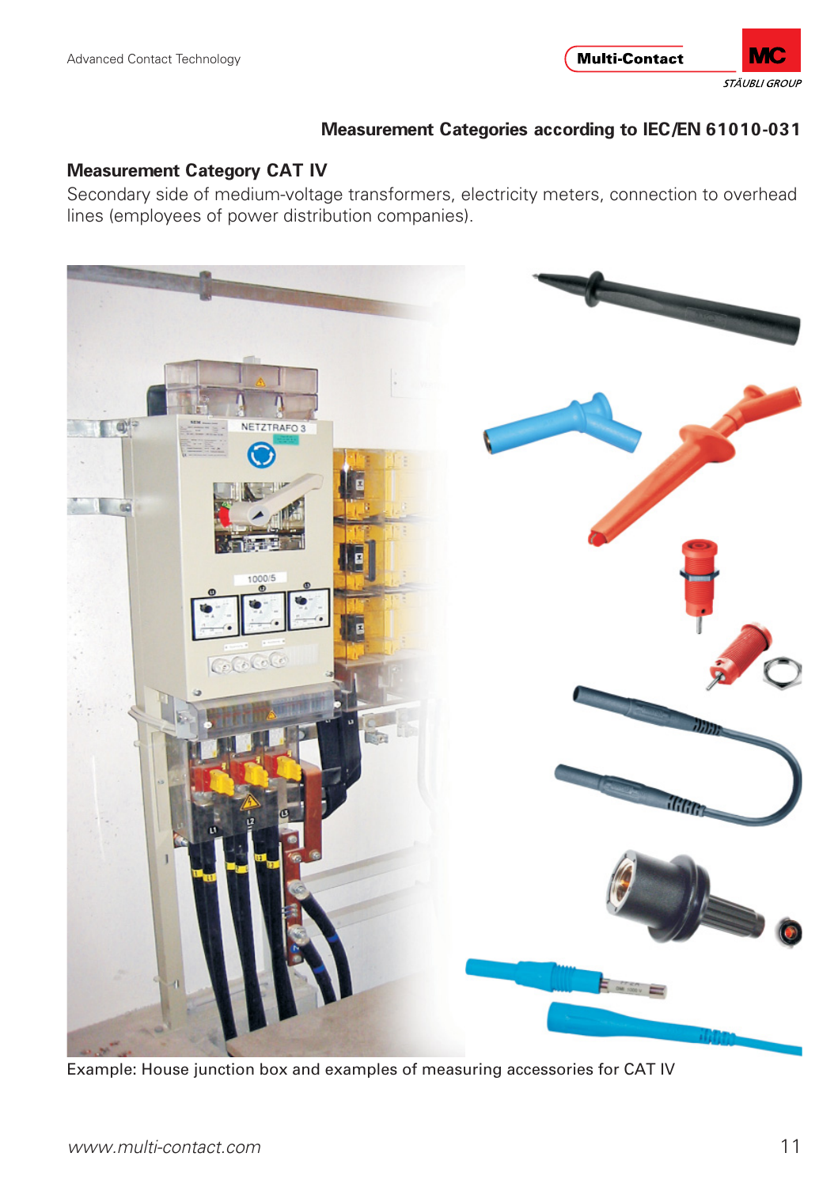## Measurement Categories according to IEC/EN 61010-031

### Measurement Category CAT IV

Secondary side of medium-voltage transformers, electricity meters, connection to overhead lines (employees of power distribution companies).

Example: House junction box and examples of measuring accessories for CAT IV